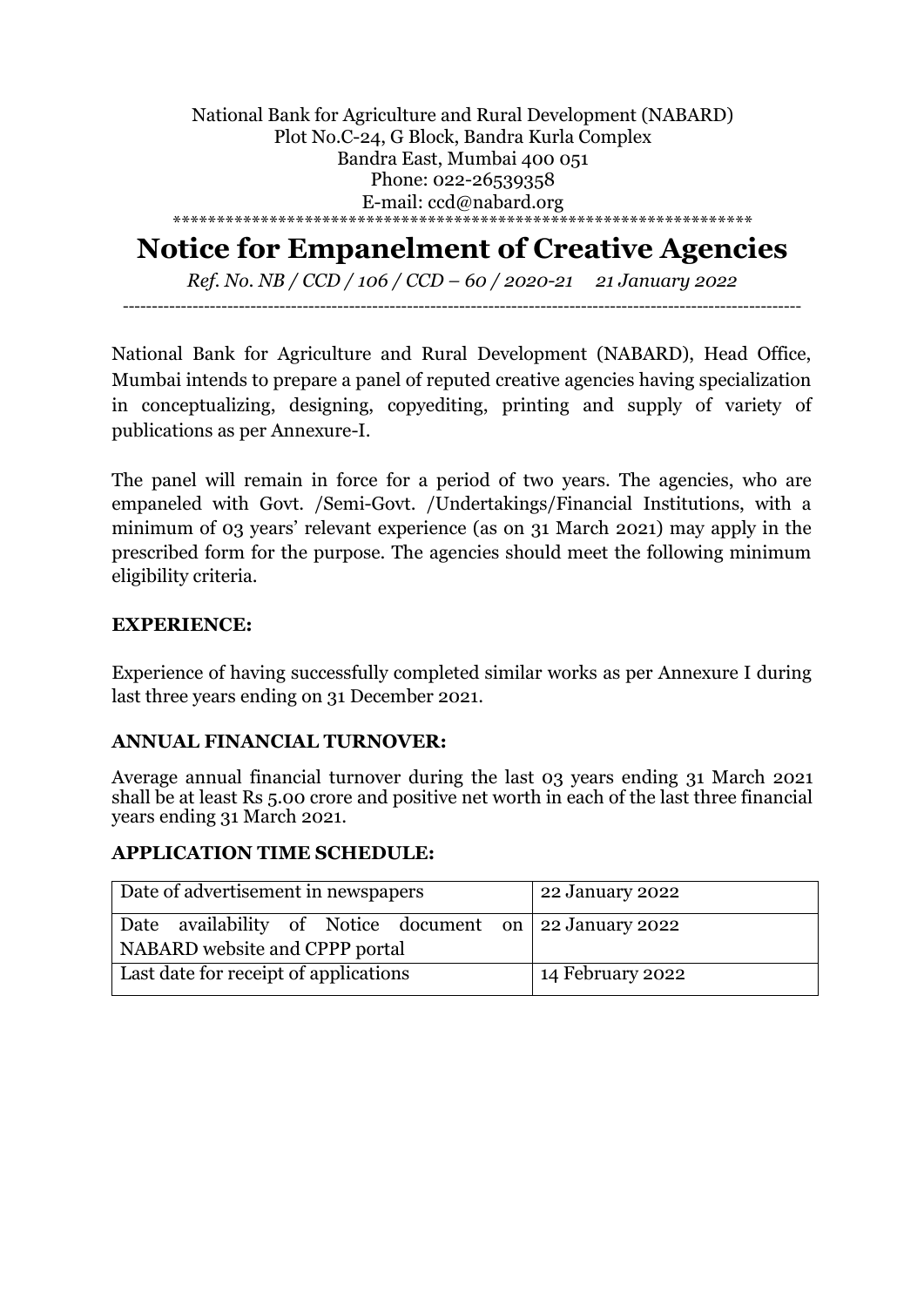National Bank for Agriculture and Rural Development (NABARD)
Plot No.C-24, G Block, Bandra Kurla Complex
Bandra East, Mumbai 400 051
Phone: 022-26539358
E-mail: ccd@nabard.org

# Notice for Empanelment of Creative Agencies

*Ref. No. NB / CCD / 106 / CCD – 60 / 2020-21 21 January 2022*

---

National Bank for Agriculture and Rural Development (NABARD), Head Office, Mumbai intends to prepare a panel of reputed creative agencies having specialization in conceptualizing, designing, copyediting, printing and supply of variety of publications as per Annexure-I.

The panel will remain in force for a period of two years. The agencies, who are empaneled with Govt. /Semi-Govt. /Undertakings/Financial Institutions, with a minimum of 03 years' relevant experience (as on 31 March 2021) may apply in the prescribed form for the purpose. The agencies should meet the following minimum eligibility criteria.

**EXPERIENCE:**

Experience of having successfully completed similar works as per Annexure I during last three years ending on 31 December 2021.

**ANNUAL FINANCIAL TURNOVER:**

Average annual financial turnover during the last 03 years ending 31 March 2021 shall be at least Rs 5.00 crore and positive net worth in each of the last three financial years ending 31 March 2021.

**APPLICATION TIME SCHEDULE:**

| Date of advertisement in newspapers | 22 January 2022 |
|---|---|
| Date availability of Notice document on NABARD website and CPPP portal | 22 January 2022 |
| Last date for receipt of applications | 14 February 2022 |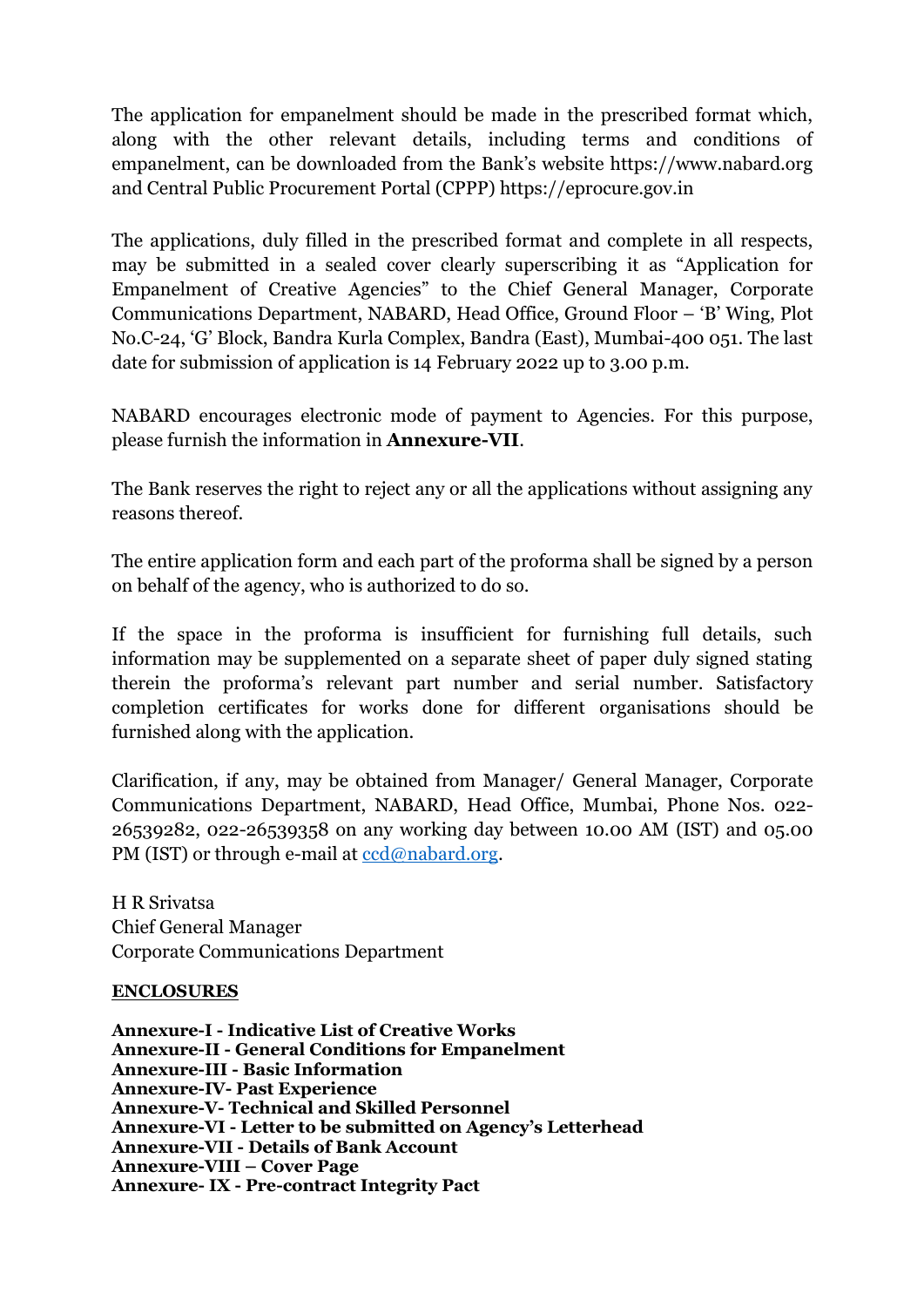The application for empanelment should be made in the prescribed format which, along with the other relevant details, including terms and conditions of empanelment, can be downloaded from the Bank's website https://www.nabard.org and Central Public Procurement Portal (CPPP) https://eprocure.gov.in

The applications, duly filled in the prescribed format and complete in all respects, may be submitted in a sealed cover clearly superscribing it as "Application for Empanelment of Creative Agencies" to the Chief General Manager, Corporate Communications Department, NABARD, Head Office, Ground Floor – 'B' Wing, Plot No.C-24, 'G' Block, Bandra Kurla Complex, Bandra (East), Mumbai-400 051. The last date for submission of application is 14 February 2022 up to 3.00 p.m.

NABARD encourages electronic mode of payment to Agencies. For this purpose, please furnish the information in **Annexure-VII**.

The Bank reserves the right to reject any or all the applications without assigning any reasons thereof.

The entire application form and each part of the proforma shall be signed by a person on behalf of the agency, who is authorized to do so.

If the space in the proforma is insufficient for furnishing full details, such information may be supplemented on a separate sheet of paper duly signed stating therein the proforma's relevant part number and serial number. Satisfactory completion certificates for works done for different organisations should be furnished along with the application.

Clarification, if any, may be obtained from Manager/ General Manager, Corporate Communications Department, NABARD, Head Office, Mumbai, Phone Nos. 022-26539282, 022-26539358 on any working day between 10.00 AM (IST) and 05.00 PM (IST) or through e-mail at ccd@nabard.org.

H R Srivatsa
Chief General Manager
Corporate Communications Department

**ENCLOSURES**

**Annexure-I - Indicative List of Creative Works**
**Annexure-II - General Conditions for Empanelment**
**Annexure-III - Basic Information**
**Annexure-IV- Past Experience**
**Annexure-V- Technical and Skilled Personnel**
**Annexure-VI - Letter to be submitted on Agency's Letterhead**
**Annexure-VII - Details of Bank Account**
**Annexure-VIII – Cover Page**
**Annexure- IX - Pre-contract Integrity Pact**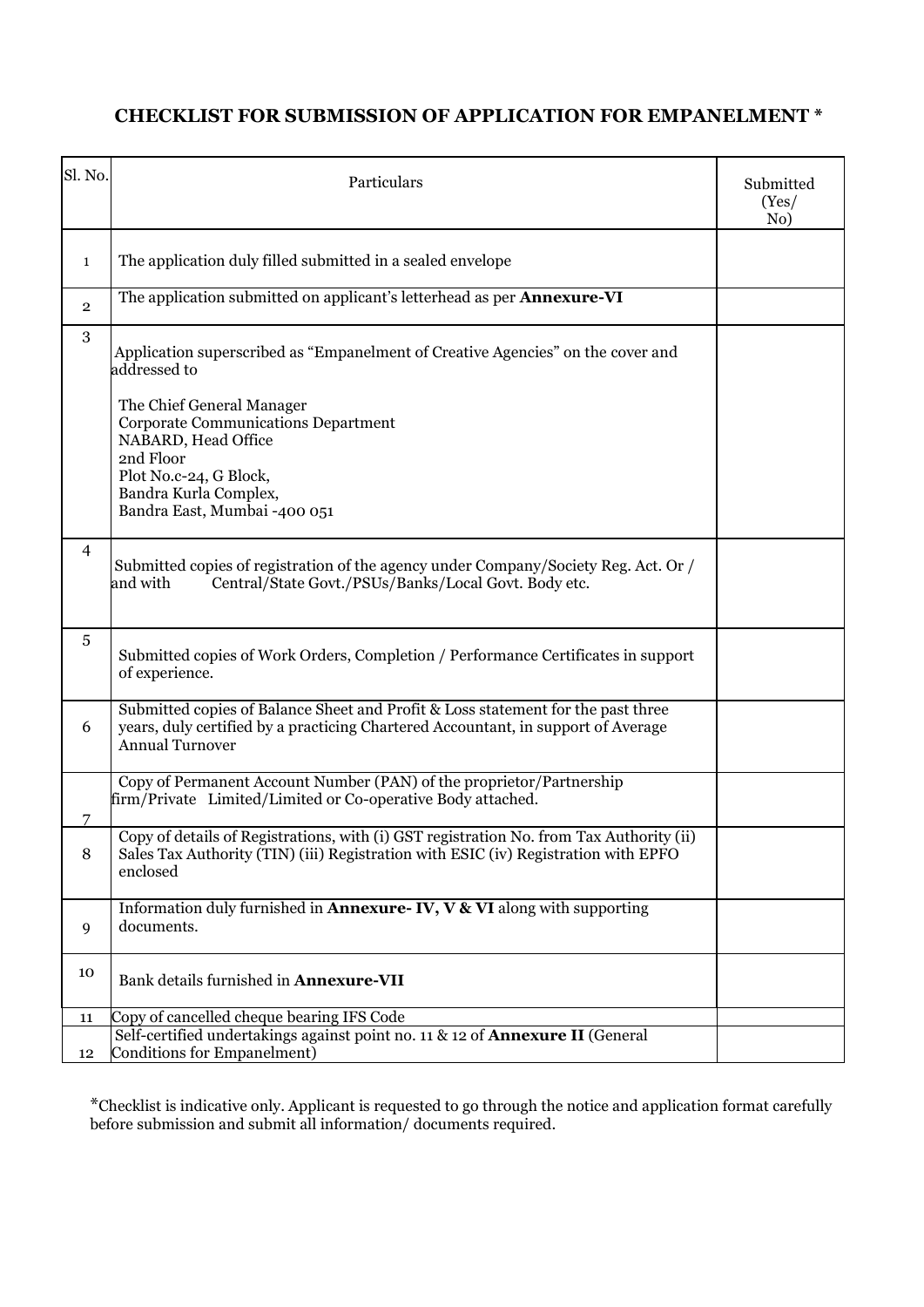## CHECKLIST FOR SUBMISSION OF APPLICATION FOR EMPANELMENT *

| Sl. No. | Particulars | Submitted (Yes/ No) |
|---|---|---|
| 1 | The application duly filled submitted in a sealed envelope | |
| 2 | The application submitted on applicant's letterhead as per **Annexure-VI** | |
| 3 | Application superscribed as "Empanelment of Creative Agencies" on the cover and addressed to<br><br>The Chief General Manager<br>Corporate Communications Department<br>NABARD, Head Office<br>2nd Floor<br>Plot No.c-24, G Block,<br>Bandra Kurla Complex,<br>Bandra East, Mumbai -400 051 | |
| 4 | Submitted copies of registration of the agency under Company/Society Reg. Act. Or / and with Central/State Govt./PSUs/Banks/Local Govt. Body etc. | |
| 5 | Submitted copies of Work Orders, Completion / Performance Certificates in support of experience. | |
| 6 | Submitted copies of Balance Sheet and Profit & Loss statement for the past three years, duly certified by a practicing Chartered Accountant, in support of Average Annual Turnover | |
| 7 | Copy of Permanent Account Number (PAN) of the proprietor/Partnership firm/Private Limited/Limited or Co-operative Body attached. | |
| 8 | Copy of details of Registrations, with (i) GST registration No. from Tax Authority (ii) Sales Tax Authority (TIN) (iii) Registration with ESIC (iv) Registration with EPFO enclosed | |
| 9 | Information duly furnished in **Annexure- IV, V & VI** along with supporting documents. | |
| 10 | Bank details furnished in **Annexure-VII** | |
| 11 | Copy of cancelled cheque bearing IFS Code | |
| 12 | Self-certified undertakings against point no. 11 & 12 of **Annexure II** (General Conditions for Empanelment) | |

*Checklist is indicative only. Applicant is requested to go through the notice and application format carefully before submission and submit all information/ documents required.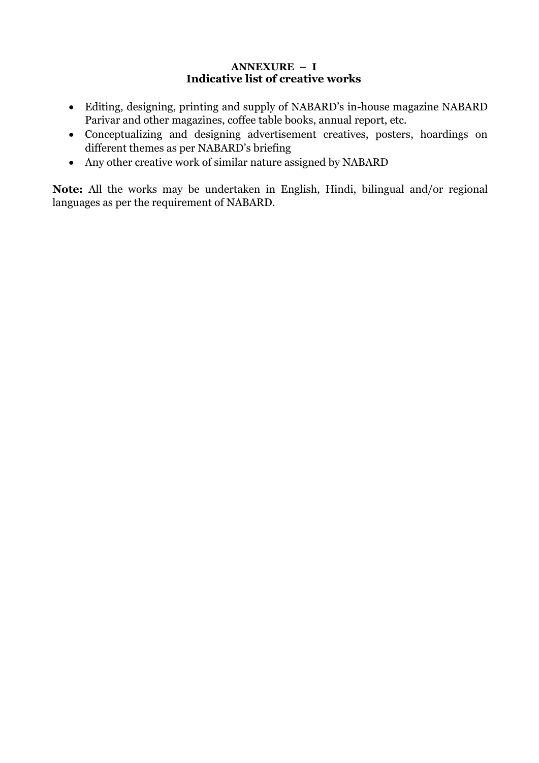**ANNEXURE – I**

## Indicative list of creative works

- Editing, designing, printing and supply of NABARD's in-house magazine NABARD Parivar and other magazines, coffee table books, annual report, etc.
- Conceptualizing and designing advertisement creatives, posters, hoardings on different themes as per NABARD's briefing
- Any other creative work of similar nature assigned by NABARD

**Note:** All the works may be undertaken in English, Hindi, bilingual and/or regional languages as per the requirement of NABARD.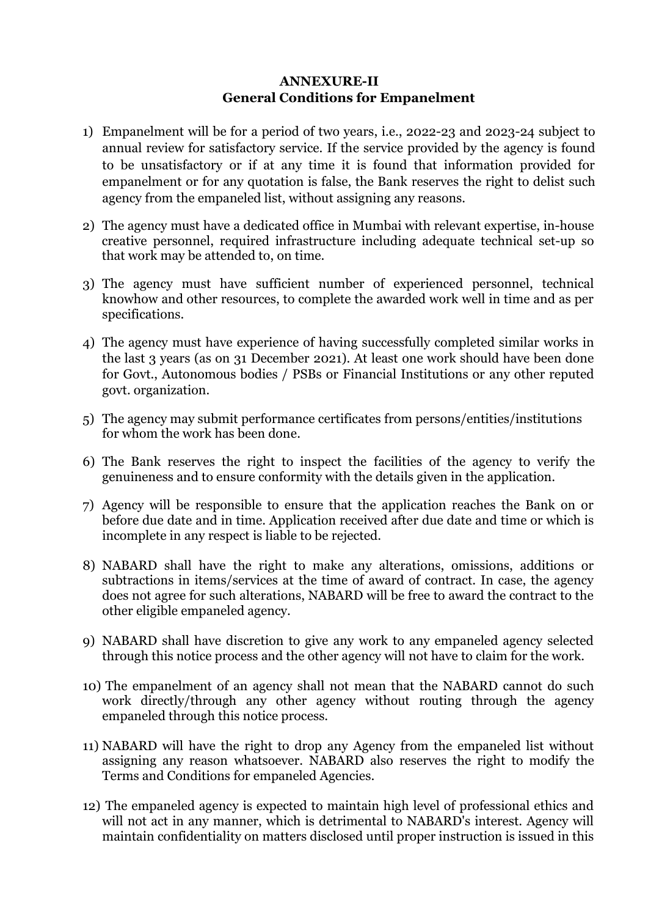## ANNEXURE-II
## General Conditions for Empanelment

1) Empanelment will be for a period of two years, i.e., 2022-23 and 2023-24 subject to annual review for satisfactory service. If the service provided by the agency is found to be unsatisfactory or if at any time it is found that information provided for empanelment or for any quotation is false, the Bank reserves the right to delist such agency from the empaneled list, without assigning any reasons.

2) The agency must have a dedicated office in Mumbai with relevant expertise, in-house creative personnel, required infrastructure including adequate technical set-up so that work may be attended to, on time.

3) The agency must have sufficient number of experienced personnel, technical knowhow and other resources, to complete the awarded work well in time and as per specifications.

4) The agency must have experience of having successfully completed similar works in the last 3 years (as on 31 December 2021). At least one work should have been done for Govt., Autonomous bodies / PSBs or Financial Institutions or any other reputed govt. organization.

5) The agency may submit performance certificates from persons/entities/institutions for whom the work has been done.

6) The Bank reserves the right to inspect the facilities of the agency to verify the genuineness and to ensure conformity with the details given in the application.

7) Agency will be responsible to ensure that the application reaches the Bank on or before due date and in time. Application received after due date and time or which is incomplete in any respect is liable to be rejected.

8) NABARD shall have the right to make any alterations, omissions, additions or subtractions in items/services at the time of award of contract. In case, the agency does not agree for such alterations, NABARD will be free to award the contract to the other eligible empaneled agency.

9) NABARD shall have discretion to give any work to any empaneled agency selected through this notice process and the other agency will not have to claim for the work.

10) The empanelment of an agency shall not mean that the NABARD cannot do such work directly/through any other agency without routing through the agency empaneled through this notice process.

11) NABARD will have the right to drop any Agency from the empaneled list without assigning any reason whatsoever. NABARD also reserves the right to modify the Terms and Conditions for empaneled Agencies.

12) The empaneled agency is expected to maintain high level of professional ethics and will not act in any manner, which is detrimental to NABARD's interest. Agency will maintain confidentiality on matters disclosed until proper instruction is issued in this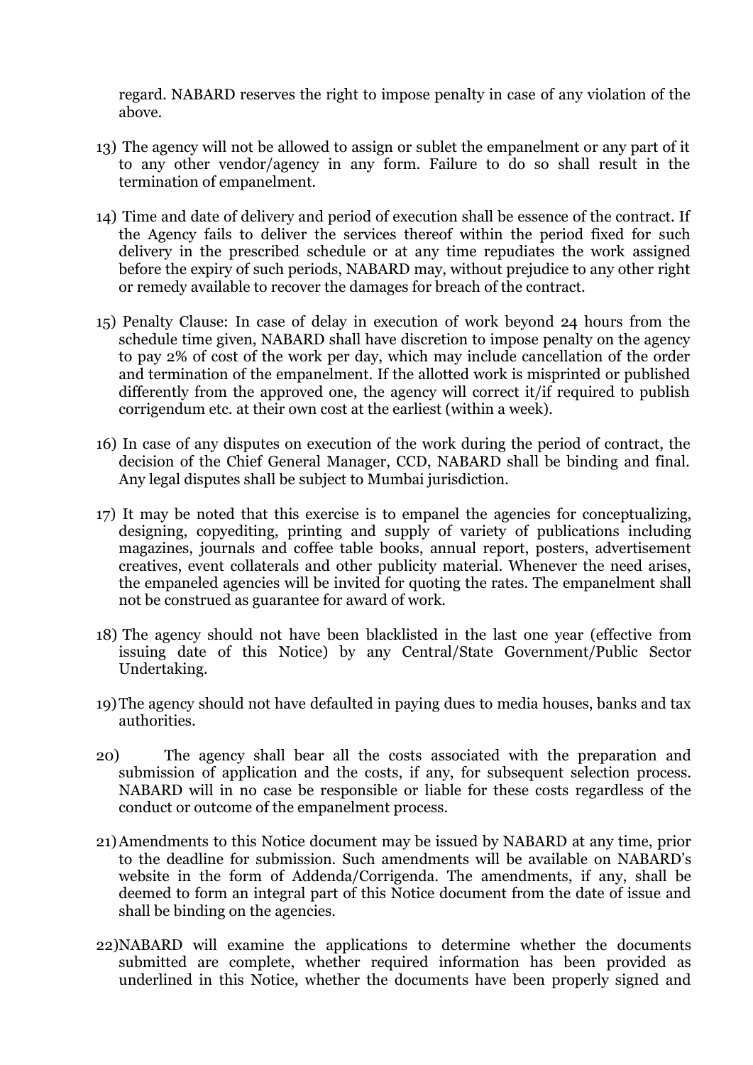regard. NABARD reserves the right to impose penalty in case of any violation of the above.

13) The agency will not be allowed to assign or sublet the empanelment or any part of it to any other vendor/agency in any form. Failure to do so shall result in the termination of empanelment.

14) Time and date of delivery and period of execution shall be essence of the contract. If the Agency fails to deliver the services thereof within the period fixed for such delivery in the prescribed schedule or at any time repudiates the work assigned before the expiry of such periods, NABARD may, without prejudice to any other right or remedy available to recover the damages for breach of the contract.

15) Penalty Clause: In case of delay in execution of work beyond 24 hours from the schedule time given, NABARD shall have discretion to impose penalty on the agency to pay 2% of cost of the work per day, which may include cancellation of the order and termination of the empanelment. If the allotted work is misprinted or published differently from the approved one, the agency will correct it/if required to publish corrigendum etc. at their own cost at the earliest (within a week).

16) In case of any disputes on execution of the work during the period of contract, the decision of the Chief General Manager, CCD, NABARD shall be binding and final. Any legal disputes shall be subject to Mumbai jurisdiction.

17) It may be noted that this exercise is to empanel the agencies for conceptualizing, designing, copyediting, printing and supply of variety of publications including magazines, journals and coffee table books, annual report, posters, advertisement creatives, event collaterals and other publicity material. Whenever the need arises, the empaneled agencies will be invited for quoting the rates. The empanelment shall not be construed as guarantee for award of work.

18) The agency should not have been blacklisted in the last one year (effective from issuing date of this Notice) by any Central/State Government/Public Sector Undertaking.

19) The agency should not have defaulted in paying dues to media houses, banks and tax authorities.

20) The agency shall bear all the costs associated with the preparation and submission of application and the costs, if any, for subsequent selection process. NABARD will in no case be responsible or liable for these costs regardless of the conduct or outcome of the empanelment process.

21) Amendments to this Notice document may be issued by NABARD at any time, prior to the deadline for submission. Such amendments will be available on NABARD's website in the form of Addenda/Corrigenda. The amendments, if any, shall be deemed to form an integral part of this Notice document from the date of issue and shall be binding on the agencies.

22) NABARD will examine the applications to determine whether the documents submitted are complete, whether required information has been provided as underlined in this Notice, whether the documents have been properly signed and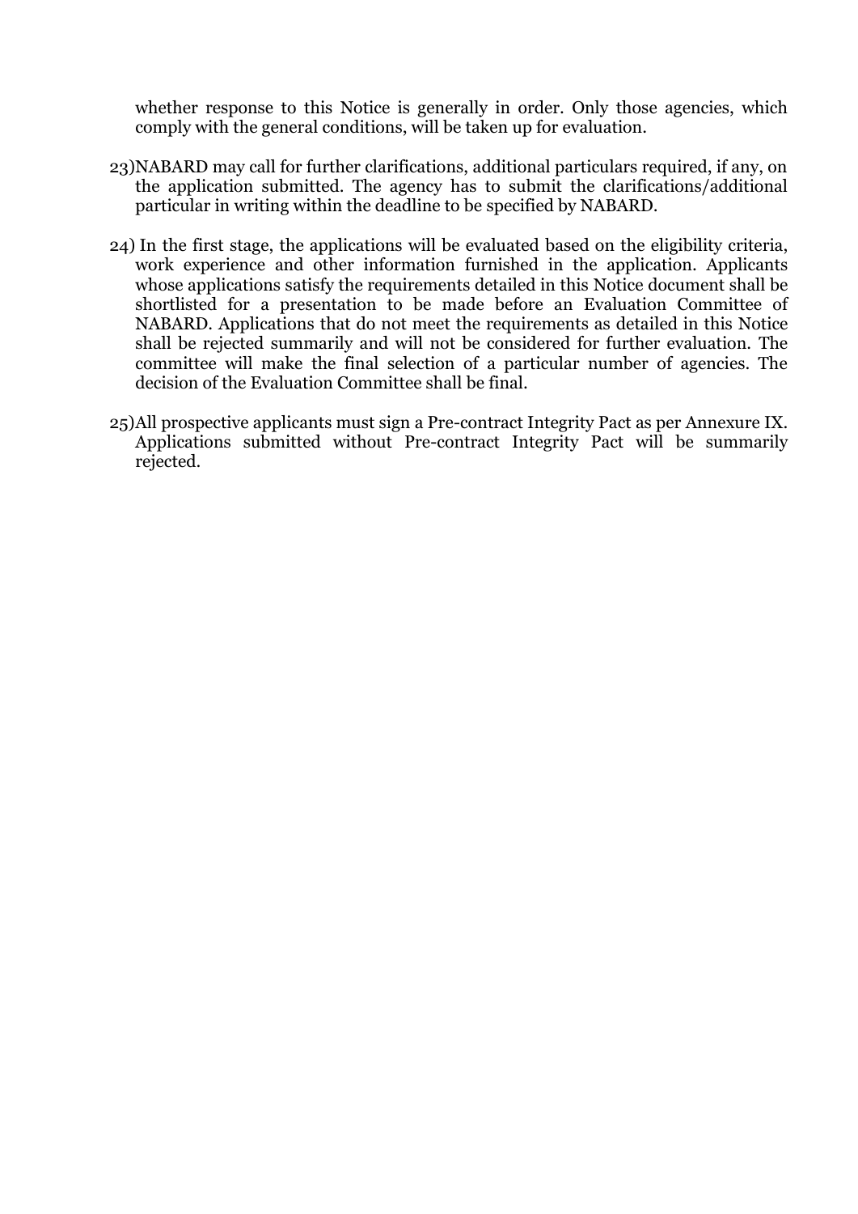whether response to this Notice is generally in order. Only those agencies, which comply with the general conditions, will be taken up for evaluation.

23) NABARD may call for further clarifications, additional particulars required, if any, on the application submitted. The agency has to submit the clarifications/additional particular in writing within the deadline to be specified by NABARD.

24) In the first stage, the applications will be evaluated based on the eligibility criteria, work experience and other information furnished in the application. Applicants whose applications satisfy the requirements detailed in this Notice document shall be shortlisted for a presentation to be made before an Evaluation Committee of NABARD. Applications that do not meet the requirements as detailed in this Notice shall be rejected summarily and will not be considered for further evaluation. The committee will make the final selection of a particular number of agencies. The decision of the Evaluation Committee shall be final.

25) All prospective applicants must sign a Pre-contract Integrity Pact as per Annexure IX. Applications submitted without Pre-contract Integrity Pact will be summarily rejected.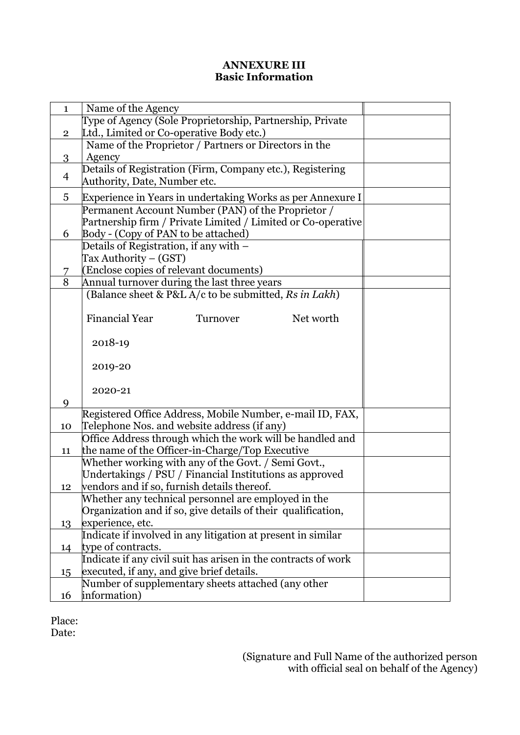**ANNEXURE III**
**Basic Information**

| | | |
|---|---|---|
| 1 | Name of the Agency | |
| 2 | Type of Agency (Sole Proprietorship, Partnership, Private Ltd., Limited or Co-operative Body etc.) | |
| 3 | Name of the Proprietor / Partners or Directors in the Agency | |
| 4 | Details of Registration (Firm, Company etc.), Registering Authority, Date, Number etc. | |
| 5 | Experience in Years in undertaking Works as per Annexure I | |
| 6 | Permanent Account Number (PAN) of the Proprietor / Partnership firm / Private Limited / Limited or Co-operative Body - (Copy of PAN to be attached) | |
| 7 | Details of Registration, if any with – Tax Authority – (GST) (Enclose copies of relevant documents) | |
| 8 | Annual turnover during the last three years | |
| 9 | (Balance sheet & P&L A/c to be submitted, *Rs in Lakh*)<br><br>Financial Year Turnover Net worth<br><br>2018-19<br><br>2019-20<br><br>2020-21 | |
| 10 | Registered Office Address, Mobile Number, e-mail ID, FAX, Telephone Nos. and website address (if any) | |
| 11 | Office Address through which the work will be handled and the name of the Officer-in-Charge/Top Executive | |
| 12 | Whether working with any of the Govt. / Semi Govt., Undertakings / PSU / Financial Institutions as approved vendors and if so, furnish details thereof. | |
| 13 | Whether any technical personnel are employed in the Organization and if so, give details of their qualification, experience, etc. | |
| 14 | Indicate if involved in any litigation at present in similar type of contracts. | |
| 15 | Indicate if any civil suit has arisen in the contracts of work executed, if any, and give brief details. | |
| 16 | Number of supplementary sheets attached (any other information) | |

Place:
Date:

(Signature and Full Name of the authorized person with official seal on behalf of the Agency)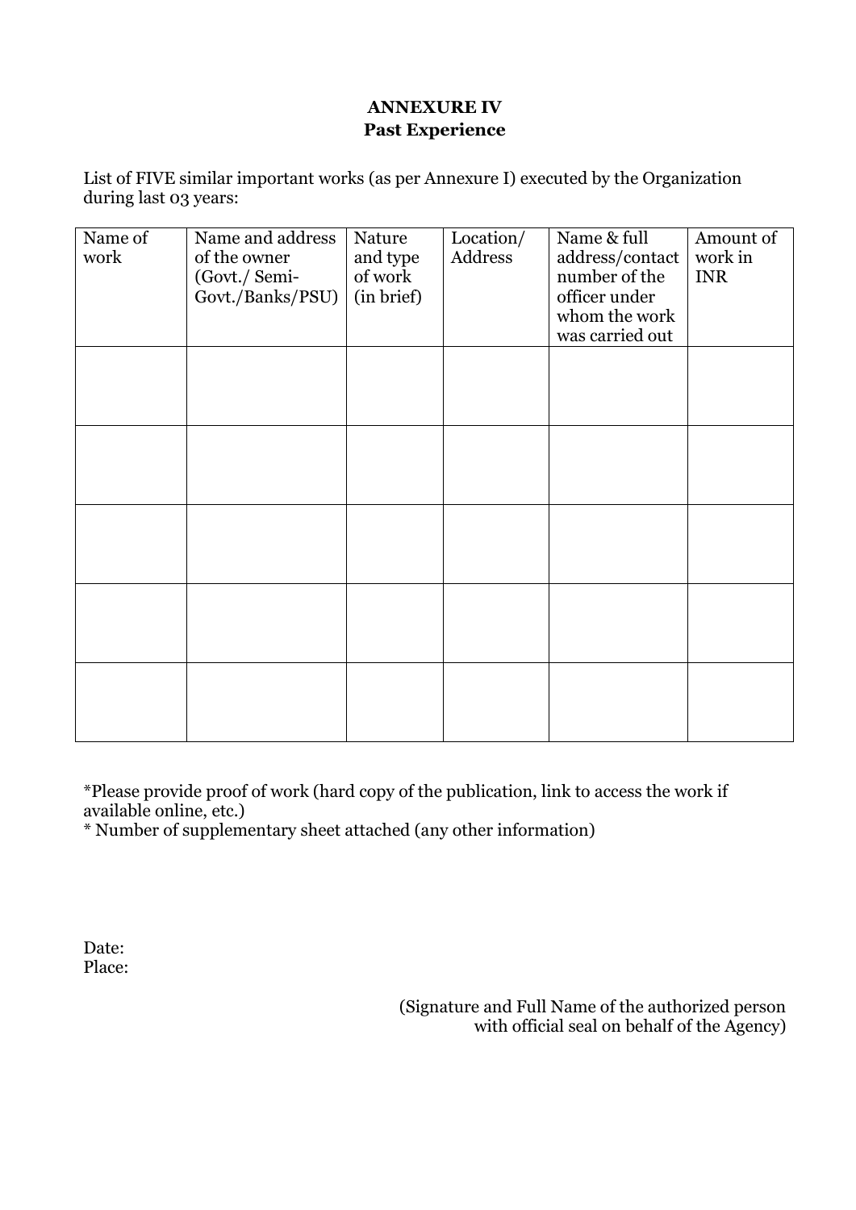**ANNEXURE IV**
**Past Experience**

List of FIVE similar important works (as per Annexure I) executed by the Organization during last 03 years:

| Name of work | Name and address of the owner (Govt./ Semi-Govt./Banks/PSU) | Nature and type of work (in brief) | Location/ Address | Name & full address/contact number of the officer under whom the work was carried out | Amount of work in INR |
|---|---|---|---|---|---|
| | | | | | |
| | | | | | |
| | | | | | |
| | | | | | |
| | | | | | |

*Please provide proof of work (hard copy of the publication, link to access the work if available online, etc.)
* Number of supplementary sheet attached (any other information)

Date:
Place:

(Signature and Full Name of the authorized person with official seal on behalf of the Agency)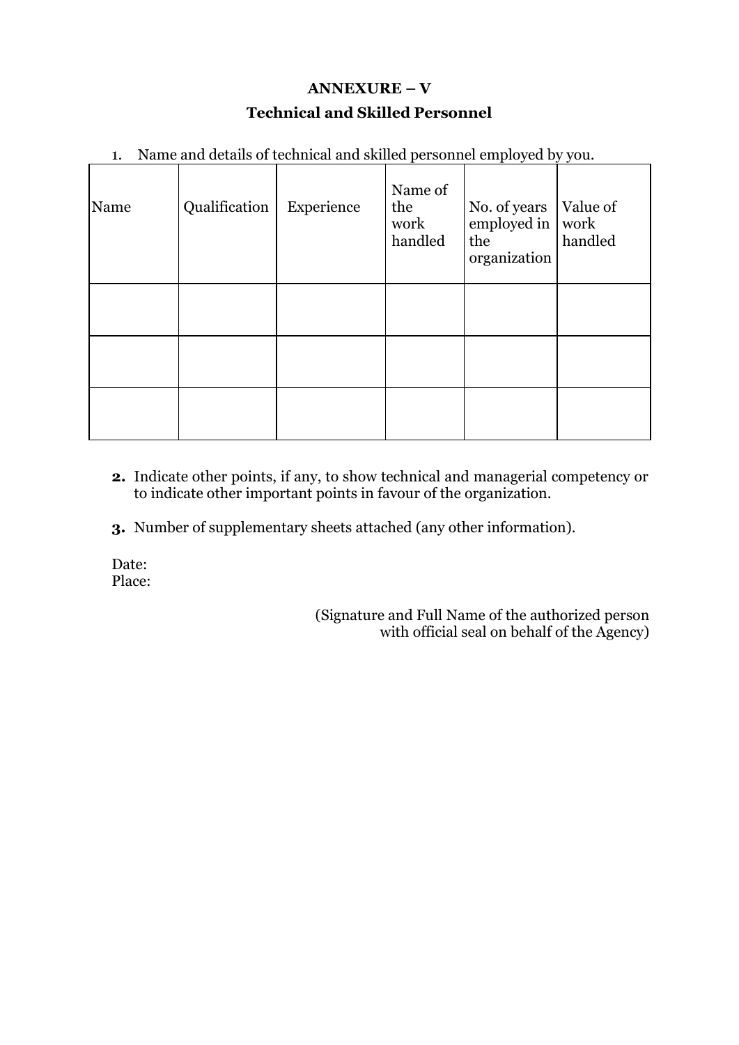# ANNEXURE – V

## Technical and Skilled Personnel

1. Name and details of technical and skilled personnel employed by you.

| Name | Qualification | Experience | Name of the work handled | No. of years employed in the organization | Value of work handled |
|---|---|---|---|---|---|
| | | | | | |
| | | | | | |
| | | | | | |

**2.** Indicate other points, if any, to show technical and managerial competency or to indicate other important points in favour of the organization.

**3.** Number of supplementary sheets attached (any other information).

Date:
Place:

(Signature and Full Name of the authorized person with official seal on behalf of the Agency)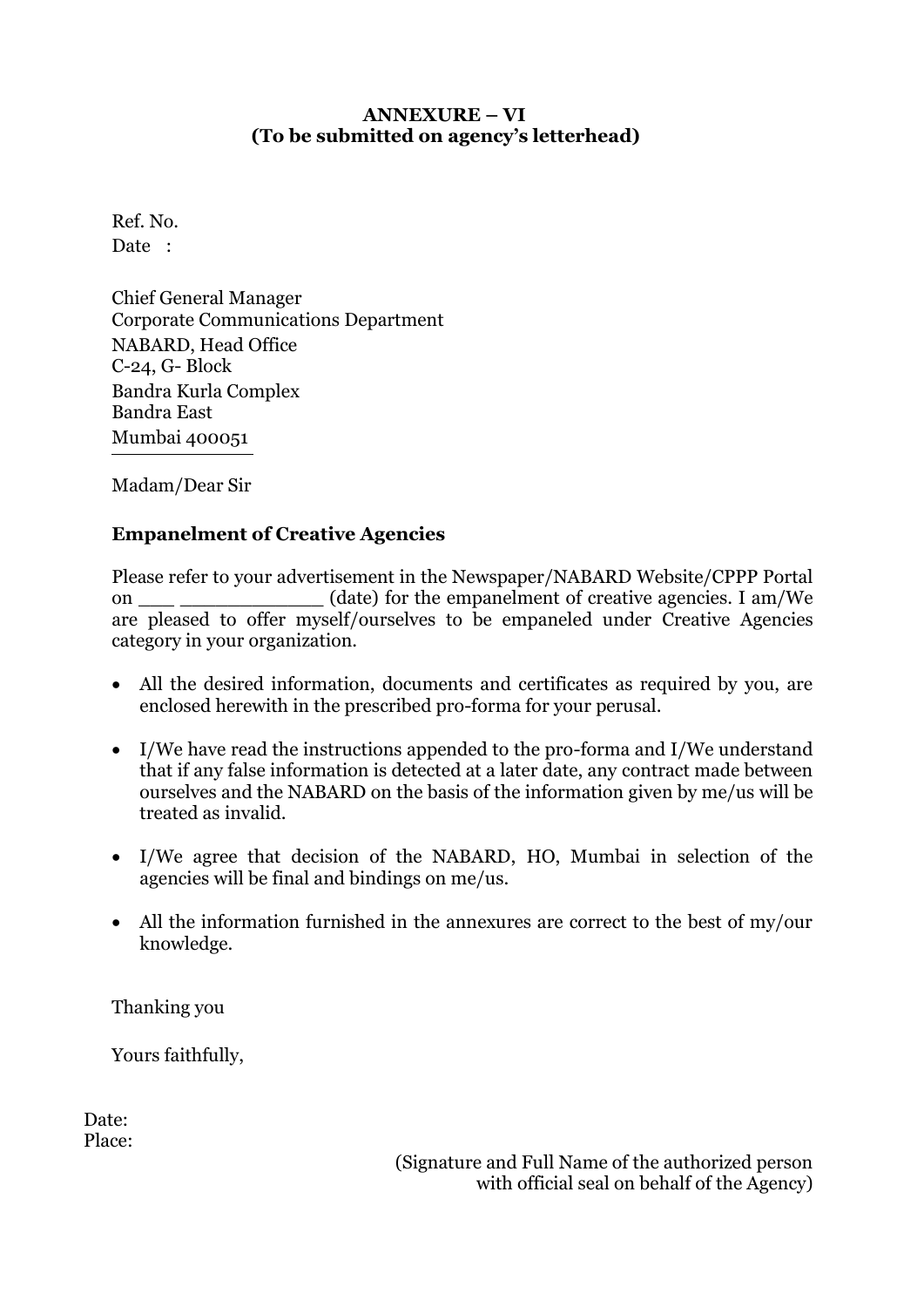**ANNEXURE – VI**
**(To be submitted on agency's letterhead)**

Ref. No.
Date :

Chief General Manager
Corporate Communications Department
NABARD, Head Office
C-24, G- Block
Bandra Kurla Complex
Bandra East
Mumbai 400051

Madam/Dear Sir

**Empanelment of Creative Agencies**

Please refer to your advertisement in the Newspaper/NABARD Website/CPPP Portal on ___ ____________ (date) for the empanelment of creative agencies. I am/We are pleased to offer myself/ourselves to be empaneled under Creative Agencies category in your organization.

- All the desired information, documents and certificates as required by you, are enclosed herewith in the prescribed pro-forma for your perusal.
- I/We have read the instructions appended to the pro-forma and I/We understand that if any false information is detected at a later date, any contract made between ourselves and the NABARD on the basis of the information given by me/us will be treated as invalid.
- I/We agree that decision of the NABARD, HO, Mumbai in selection of the agencies will be final and bindings on me/us.
- All the information furnished in the annexures are correct to the best of my/our knowledge.

Thanking you

Yours faithfully,

Date:
Place:

(Signature and Full Name of the authorized person with official seal on behalf of the Agency)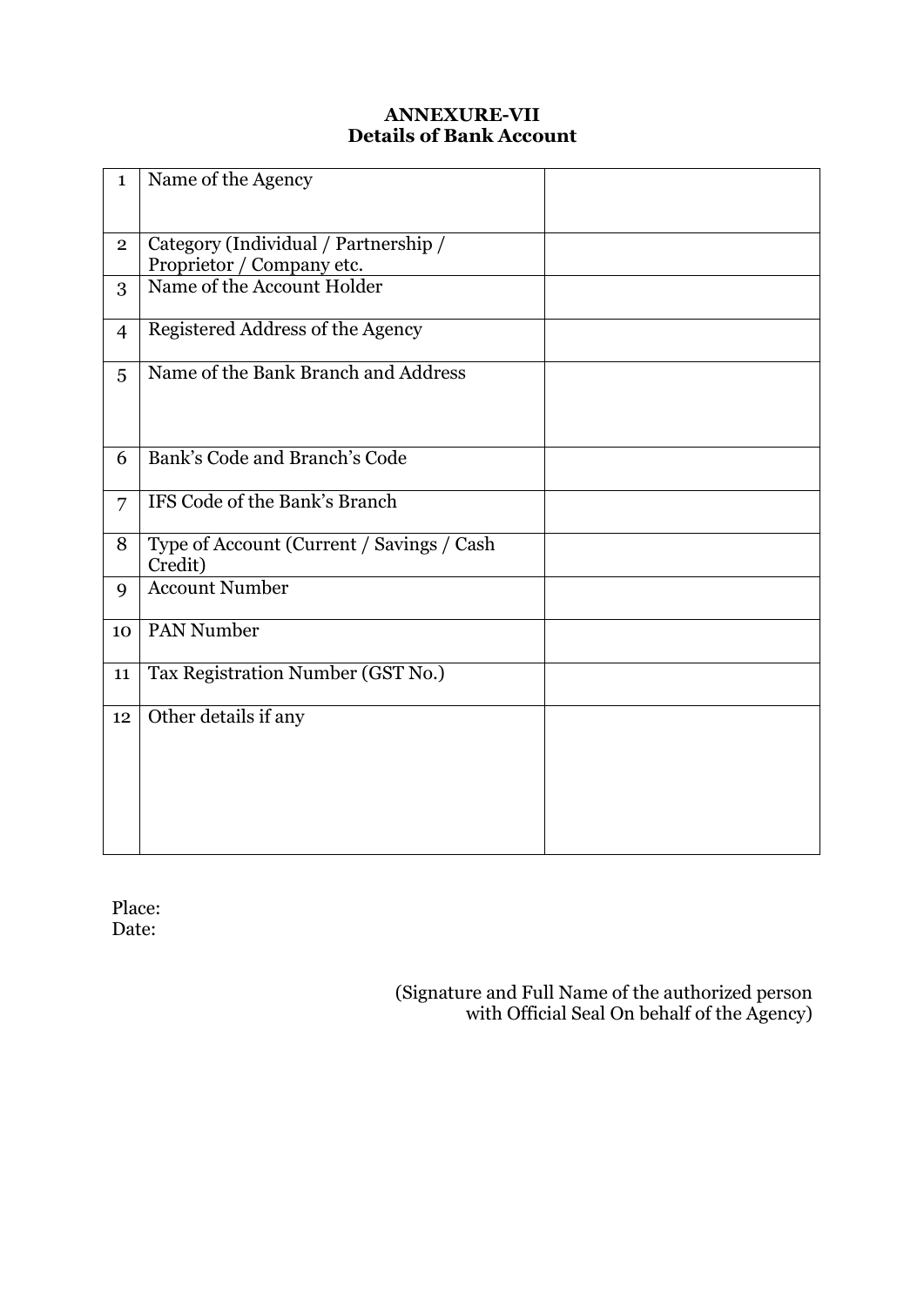**ANNEXURE-VII**
**Details of Bank Account**

| | | |
|---|---|---|
| 1 | Name of the Agency | |
| 2 | Category (Individual / Partnership / Proprietor / Company etc. | |
| 3 | Name of the Account Holder | |
| 4 | Registered Address of the Agency | |
| 5 | Name of the Bank Branch and Address | |
| 6 | Bank's Code and Branch's Code | |
| 7 | IFS Code of the Bank's Branch | |
| 8 | Type of Account (Current / Savings / Cash Credit) | |
| 9 | Account Number | |
| 10 | PAN Number | |
| 11 | Tax Registration Number (GST No.) | |
| 12 | Other details if any | |

Place:
Date:

(Signature and Full Name of the authorized person with Official Seal On behalf of the Agency)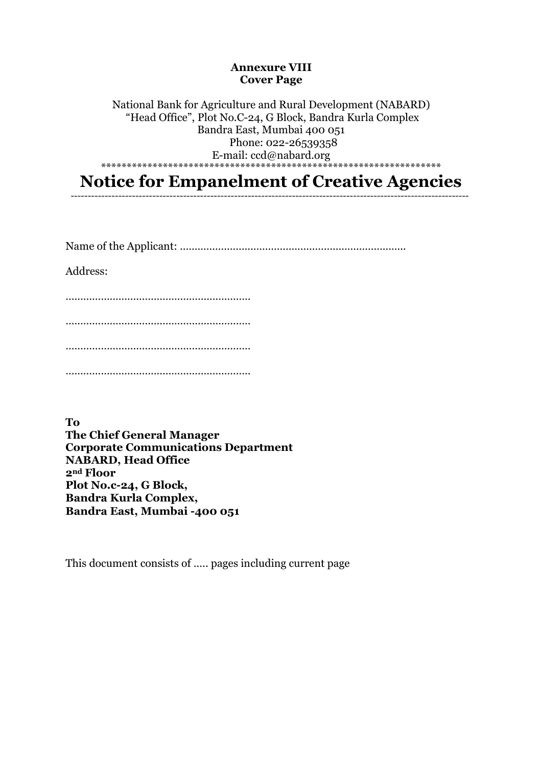**Annexure VIII**
**Cover Page**

National Bank for Agriculture and Rural Development (NABARD)
"Head Office", Plot No.C-24, G Block, Bandra Kurla Complex
Bandra East, Mumbai 400 051
Phone: 022-26539358
E-mail: ccd@nabard.org

*******************************************************************

# Notice for Empanelment of Creative Agencies

---

Name of the Applicant: ............................................................................

Address:

...............................................................

...............................................................

...............................................................

...............................................................

**To**
**The Chief General Manager**
**Corporate Communications Department**
**NABARD, Head Office**
**2nd Floor**
**Plot No.c-24, G Block,**
**Bandra Kurla Complex,**
**Bandra East, Mumbai -400 051**

This document consists of ..... pages including current page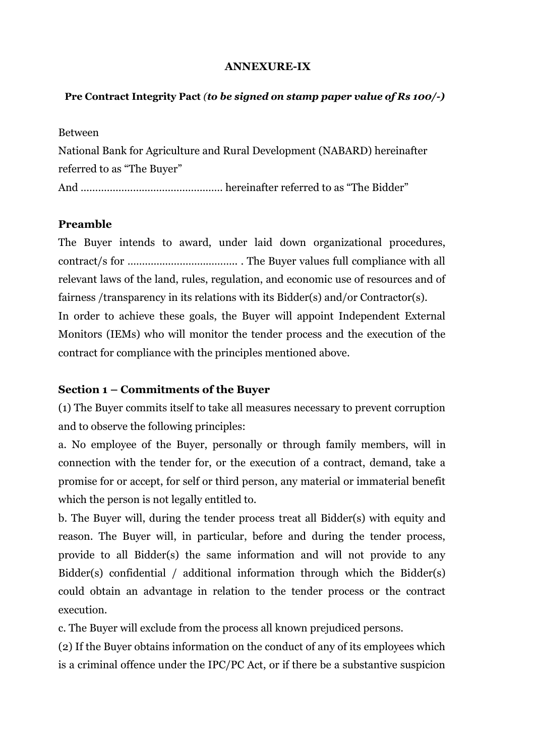**ANNEXURE-IX**

**Pre Contract Integrity Pact** ***(to be signed on stamp paper value of Rs 100/-)***

Between

National Bank for Agriculture and Rural Development (NABARD) hereinafter referred to as "The Buyer"

And ................................................ hereinafter referred to as "The Bidder"

**Preamble**

The Buyer intends to award, under laid down organizational procedures, contract/s for ..................................... . The Buyer values full compliance with all relevant laws of the land, rules, regulation, and economic use of resources and of fairness /transparency in its relations with its Bidder(s) and/or Contractor(s).

In order to achieve these goals, the Buyer will appoint Independent External Monitors (IEMs) who will monitor the tender process and the execution of the contract for compliance with the principles mentioned above.

**Section 1 – Commitments of the Buyer**

(1) The Buyer commits itself to take all measures necessary to prevent corruption and to observe the following principles:

a. No employee of the Buyer, personally or through family members, will in connection with the tender for, or the execution of a contract, demand, take a promise for or accept, for self or third person, any material or immaterial benefit which the person is not legally entitled to.

b. The Buyer will, during the tender process treat all Bidder(s) with equity and reason. The Buyer will, in particular, before and during the tender process, provide to all Bidder(s) the same information and will not provide to any Bidder(s) confidential / additional information through which the Bidder(s) could obtain an advantage in relation to the tender process or the contract execution.

c. The Buyer will exclude from the process all known prejudiced persons.

(2) If the Buyer obtains information on the conduct of any of its employees which is a criminal offence under the IPC/PC Act, or if there be a substantive suspicion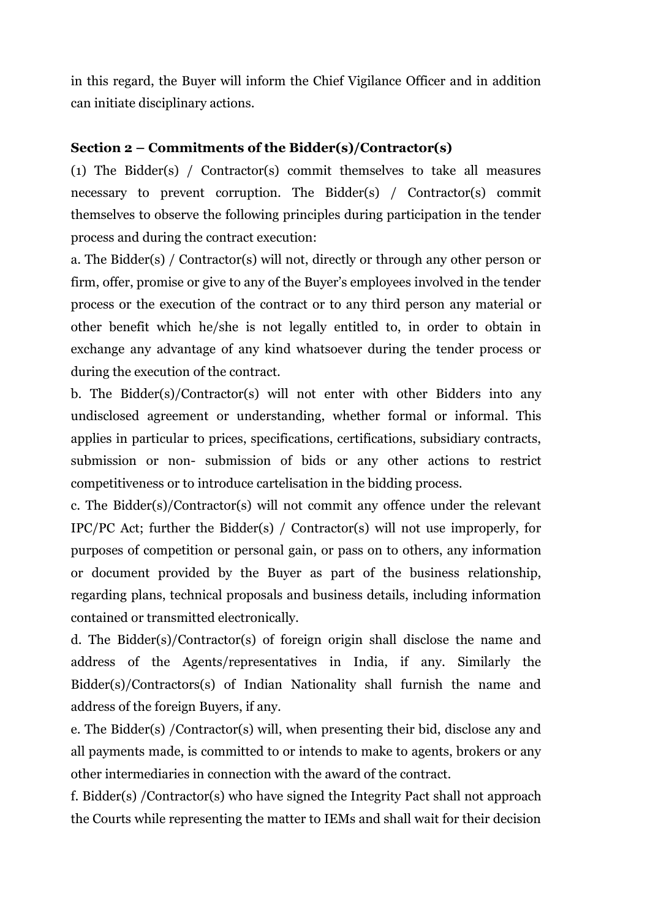in this regard, the Buyer will inform the Chief Vigilance Officer and in addition can initiate disciplinary actions.

**Section 2 – Commitments of the Bidder(s)/Contractor(s)**

(1) The Bidder(s) / Contractor(s) commit themselves to take all measures necessary to prevent corruption. The Bidder(s) / Contractor(s) commit themselves to observe the following principles during participation in the tender process and during the contract execution:

a. The Bidder(s) / Contractor(s) will not, directly or through any other person or firm, offer, promise or give to any of the Buyer's employees involved in the tender process or the execution of the contract or to any third person any material or other benefit which he/she is not legally entitled to, in order to obtain in exchange any advantage of any kind whatsoever during the tender process or during the execution of the contract.

b. The Bidder(s)/Contractor(s) will not enter with other Bidders into any undisclosed agreement or understanding, whether formal or informal. This applies in particular to prices, specifications, certifications, subsidiary contracts, submission or non- submission of bids or any other actions to restrict competitiveness or to introduce cartelisation in the bidding process.

c. The Bidder(s)/Contractor(s) will not commit any offence under the relevant IPC/PC Act; further the Bidder(s) / Contractor(s) will not use improperly, for purposes of competition or personal gain, or pass on to others, any information or document provided by the Buyer as part of the business relationship, regarding plans, technical proposals and business details, including information contained or transmitted electronically.

d. The Bidder(s)/Contractor(s) of foreign origin shall disclose the name and address of the Agents/representatives in India, if any. Similarly the Bidder(s)/Contractors(s) of Indian Nationality shall furnish the name and address of the foreign Buyers, if any.

e. The Bidder(s) /Contractor(s) will, when presenting their bid, disclose any and all payments made, is committed to or intends to make to agents, brokers or any other intermediaries in connection with the award of the contract.

f. Bidder(s) /Contractor(s) who have signed the Integrity Pact shall not approach the Courts while representing the matter to IEMs and shall wait for their decision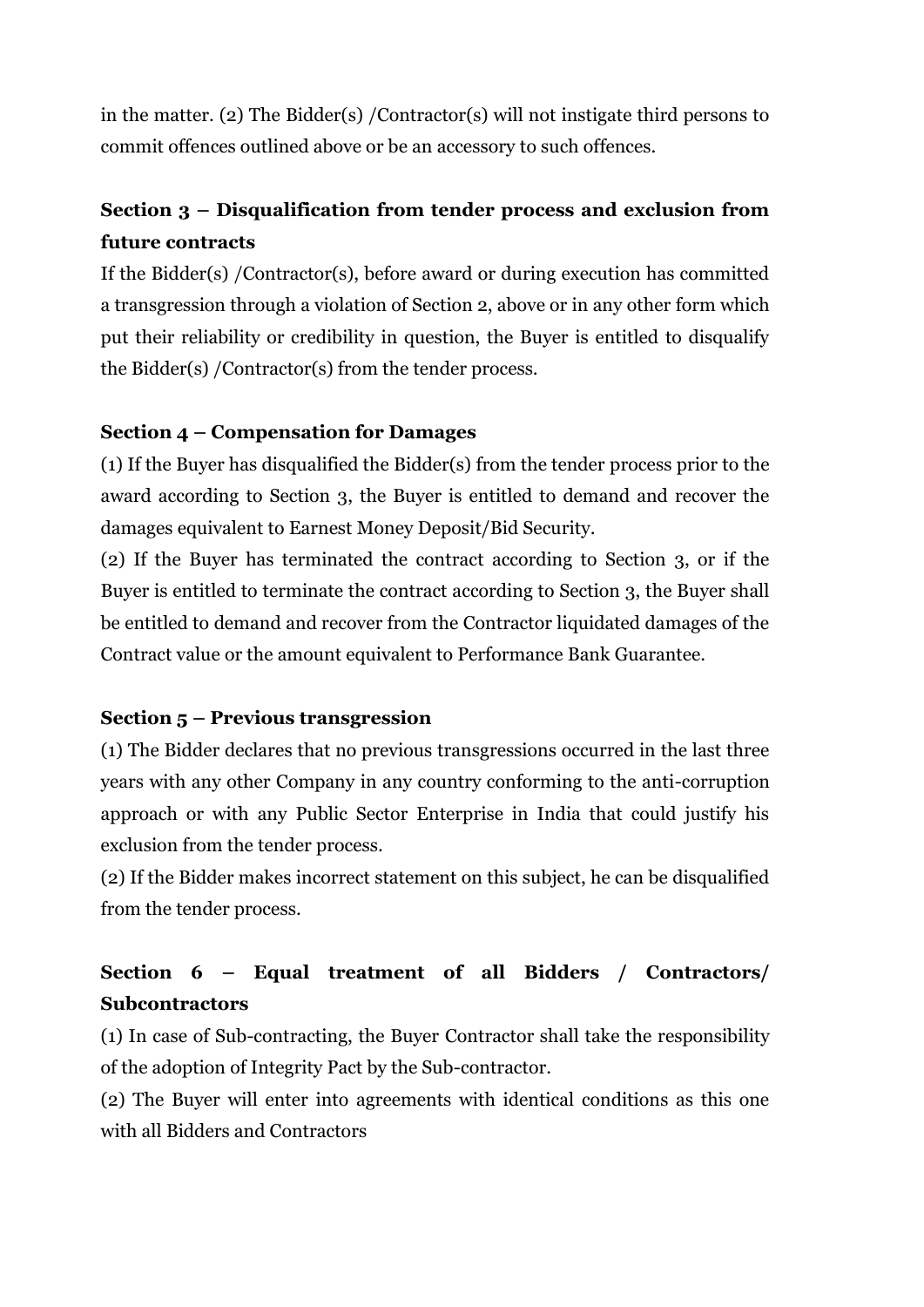in the matter. (2) The Bidder(s) /Contractor(s) will not instigate third persons to commit offences outlined above or be an accessory to such offences.

### Section 3 – Disqualification from tender process and exclusion from future contracts

If the Bidder(s) /Contractor(s), before award or during execution has committed a transgression through a violation of Section 2, above or in any other form which put their reliability or credibility in question, the Buyer is entitled to disqualify the Bidder(s) /Contractor(s) from the tender process.

### Section 4 – Compensation for Damages

(1) If the Buyer has disqualified the Bidder(s) from the tender process prior to the award according to Section 3, the Buyer is entitled to demand and recover the damages equivalent to Earnest Money Deposit/Bid Security.

(2) If the Buyer has terminated the contract according to Section 3, or if the Buyer is entitled to terminate the contract according to Section 3, the Buyer shall be entitled to demand and recover from the Contractor liquidated damages of the Contract value or the amount equivalent to Performance Bank Guarantee.

### Section 5 – Previous transgression

(1) The Bidder declares that no previous transgressions occurred in the last three years with any other Company in any country conforming to the anti-corruption approach or with any Public Sector Enterprise in India that could justify his exclusion from the tender process.

(2) If the Bidder makes incorrect statement on this subject, he can be disqualified from the tender process.

### Section 6 – Equal treatment of all Bidders / Contractors/ Subcontractors

(1) In case of Sub-contracting, the Buyer Contractor shall take the responsibility of the adoption of Integrity Pact by the Sub-contractor.

(2) The Buyer will enter into agreements with identical conditions as this one with all Bidders and Contractors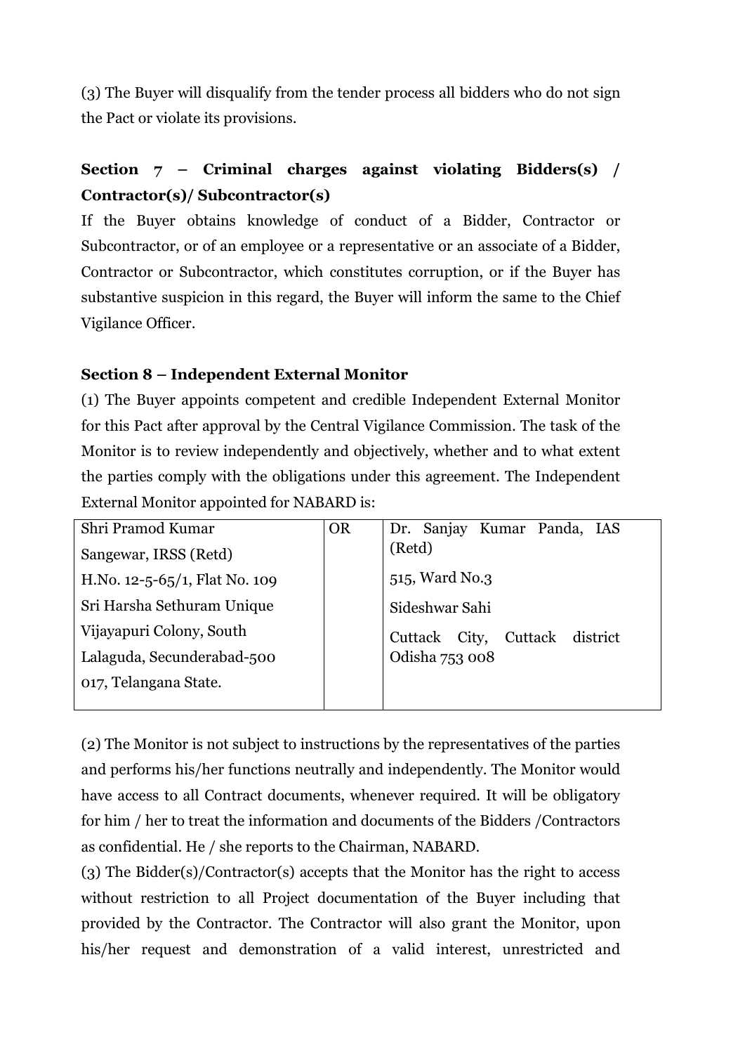(3) The Buyer will disqualify from the tender process all bidders who do not sign the Pact or violate its provisions.

### Section 7 – Criminal charges against violating Bidders(s) / Contractor(s)/ Subcontractor(s)

If the Buyer obtains knowledge of conduct of a Bidder, Contractor or Subcontractor, or of an employee or a representative or an associate of a Bidder, Contractor or Subcontractor, which constitutes corruption, or if the Buyer has substantive suspicion in this regard, the Buyer will inform the same to the Chief Vigilance Officer.

### Section 8 – Independent External Monitor

(1) The Buyer appoints competent and credible Independent External Monitor for this Pact after approval by the Central Vigilance Commission. The task of the Monitor is to review independently and objectively, whether and to what extent the parties comply with the obligations under this agreement. The Independent External Monitor appointed for NABARD is:

| | | |
|---|---|---|
| Shri Pramod Kumar Sangewar, IRSS (Retd)<br>H.No. 12-5-65/1, Flat No. 109<br>Sri Harsha Sethuram Unique Vijayapuri Colony, South Lalaguda, Secunderabad-500 017, Telangana State. | OR | Dr. Sanjay Kumar Panda, IAS (Retd)<br>515, Ward No.3<br>Sideshwar Sahi<br>Cuttack City, Cuttack district Odisha 753 008 |

(2) The Monitor is not subject to instructions by the representatives of the parties and performs his/her functions neutrally and independently. The Monitor would have access to all Contract documents, whenever required. It will be obligatory for him / her to treat the information and documents of the Bidders /Contractors as confidential. He / she reports to the Chairman, NABARD.

(3) The Bidder(s)/Contractor(s) accepts that the Monitor has the right to access without restriction to all Project documentation of the Buyer including that provided by the Contractor. The Contractor will also grant the Monitor, upon his/her request and demonstration of a valid interest, unrestricted and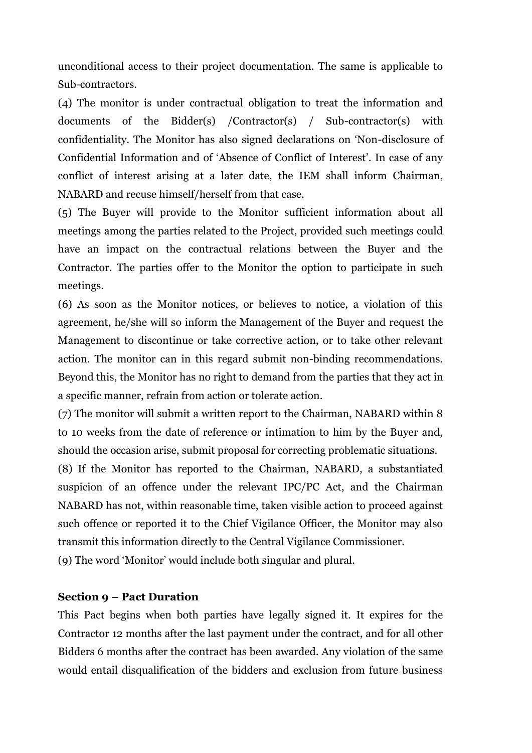unconditional access to their project documentation. The same is applicable to Sub-contractors.

(4) The monitor is under contractual obligation to treat the information and documents of the Bidder(s) /Contractor(s) / Sub-contractor(s) with confidentiality. The Monitor has also signed declarations on 'Non-disclosure of Confidential Information and of 'Absence of Conflict of Interest'. In case of any conflict of interest arising at a later date, the IEM shall inform Chairman, NABARD and recuse himself/herself from that case.

(5) The Buyer will provide to the Monitor sufficient information about all meetings among the parties related to the Project, provided such meetings could have an impact on the contractual relations between the Buyer and the Contractor. The parties offer to the Monitor the option to participate in such meetings.

(6) As soon as the Monitor notices, or believes to notice, a violation of this agreement, he/she will so inform the Management of the Buyer and request the Management to discontinue or take corrective action, or to take other relevant action. The monitor can in this regard submit non-binding recommendations. Beyond this, the Monitor has no right to demand from the parties that they act in a specific manner, refrain from action or tolerate action.

(7) The monitor will submit a written report to the Chairman, NABARD within 8 to 10 weeks from the date of reference or intimation to him by the Buyer and, should the occasion arise, submit proposal for correcting problematic situations.

(8) If the Monitor has reported to the Chairman, NABARD, a substantiated suspicion of an offence under the relevant IPC/PC Act, and the Chairman NABARD has not, within reasonable time, taken visible action to proceed against such offence or reported it to the Chief Vigilance Officer, the Monitor may also transmit this information directly to the Central Vigilance Commissioner.

(9) The word 'Monitor' would include both singular and plural.

**Section 9 – Pact Duration**

This Pact begins when both parties have legally signed it. It expires for the Contractor 12 months after the last payment under the contract, and for all other Bidders 6 months after the contract has been awarded. Any violation of the same would entail disqualification of the bidders and exclusion from future business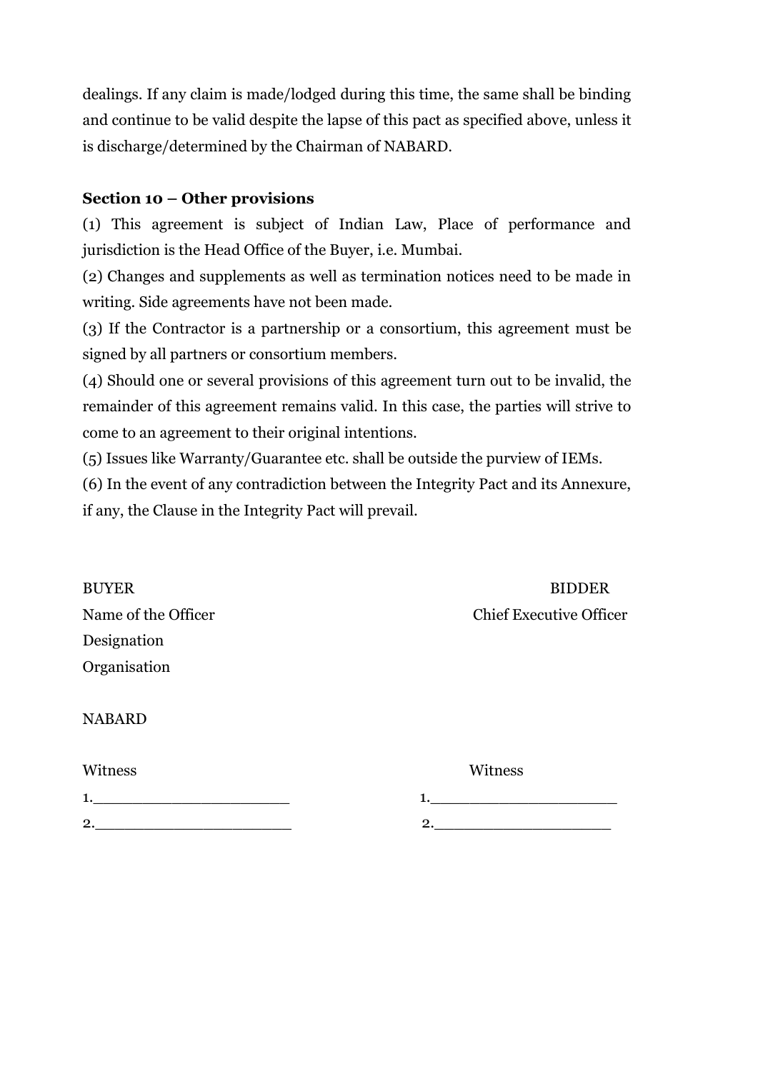dealings. If any claim is made/lodged during this time, the same shall be binding and continue to be valid despite the lapse of this pact as specified above, unless it is discharge/determined by the Chairman of NABARD.

**Section 10 – Other provisions**

(1) This agreement is subject of Indian Law, Place of performance and jurisdiction is the Head Office of the Buyer, i.e. Mumbai.

(2) Changes and supplements as well as termination notices need to be made in writing. Side agreements have not been made.

(3) If the Contractor is a partnership or a consortium, this agreement must be signed by all partners or consortium members.

(4) Should one or several provisions of this agreement turn out to be invalid, the remainder of this agreement remains valid. In this case, the parties will strive to come to an agreement to their original intentions.

(5) Issues like Warranty/Guarantee etc. shall be outside the purview of IEMs.

(6) In the event of any contradiction between the Integrity Pact and its Annexure, if any, the Clause in the Integrity Pact will prevail.

BUYER

Name of the Officer

Designation

Organisation

NABARD

BIDDER

Chief Executive Officer

Witness

1.____________________

2.____________________

Witness

1.____________________

2.____________________